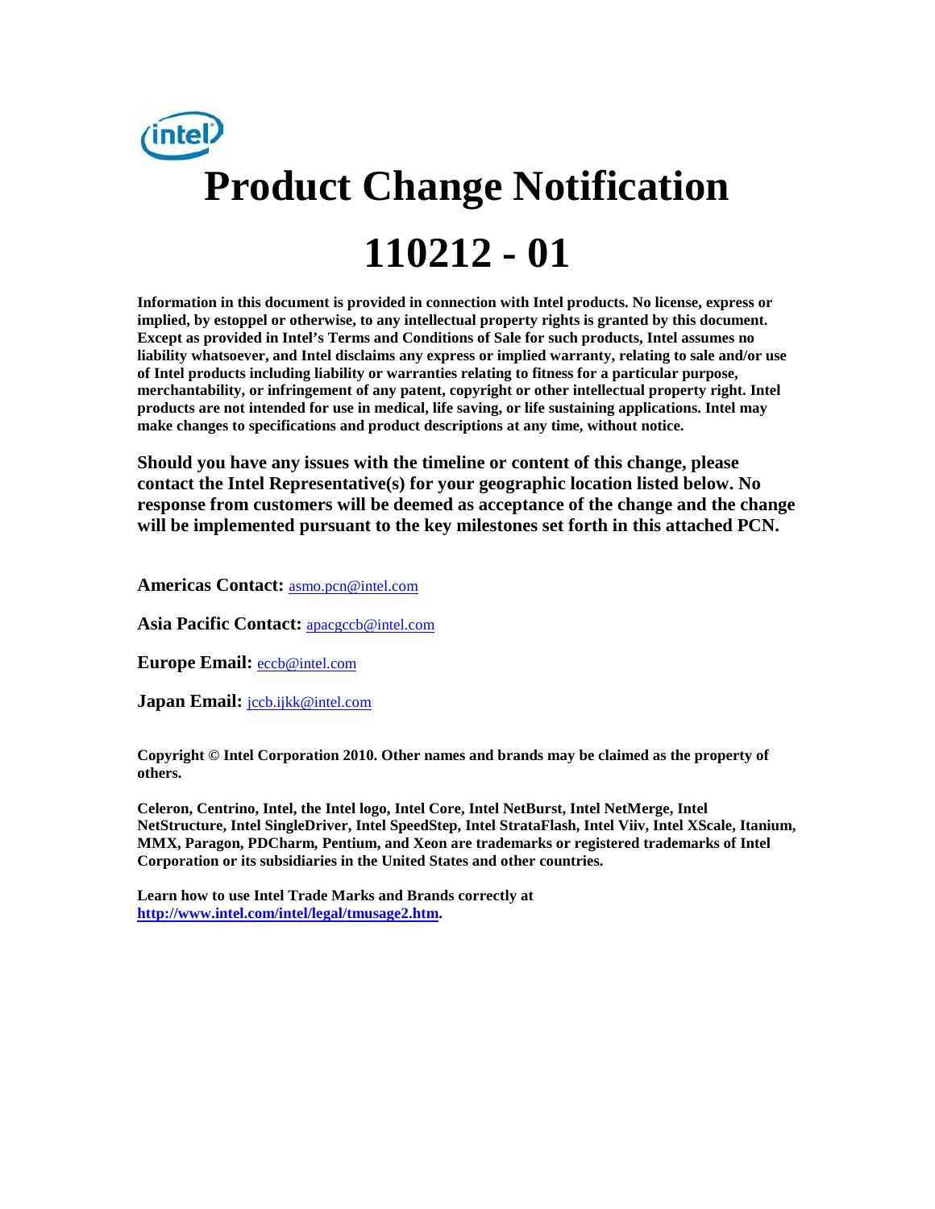# Product Change Notification

# 110212 - 01

**Information in this document is provided in connection with Intel products. No license, express or implied, by estoppel or otherwise, to any intellectual property rights is granted by this document. Except as provided in Intel's Terms and Conditions of Sale for such products, Intel assumes no liability whatsoever, and Intel disclaims any express or implied warranty, relating to sale and/or use of Intel products including liability or warranties relating to fitness for a particular purpose, merchantability, or infringement of any patent, copyright or other intellectual property right. Intel products are not intended for use in medical, life saving, or life sustaining applications. Intel may make changes to specifications and product descriptions at any time, without notice.**

**Should you have any issues with the timeline or content of this change, please contact the Intel Representative(s) for your geographic location listed below. No response from customers will be deemed as acceptance of the change and the change will be implemented pursuant to the key milestones set forth in this attached PCN.**

**Americas Contact:** asmo.pcn@intel.com

**Asia Pacific Contact:** apacgccb@intel.com

**Europe Email:** eccb@intel.com

**Japan Email:** jccb.ijkk@intel.com

**Copyright © Intel Corporation 2010. Other names and brands may be claimed as the property of others.**

**Celeron, Centrino, Intel, the Intel logo, Intel Core, Intel NetBurst, Intel NetMerge, Intel NetStructure, Intel SingleDriver, Intel SpeedStep, Intel StrataFlash, Intel Viiv, Intel XScale, Itanium, MMX, Paragon, PDCharm, Pentium, and Xeon are trademarks or registered trademarks of Intel Corporation or its subsidiaries in the United States and other countries.**

**Learn how to use Intel Trade Marks and Brands correctly at [http://www.intel.com/intel/legal/tmusage2.htm](http://www.intel.com/intel/legal/tmusage2.htm).**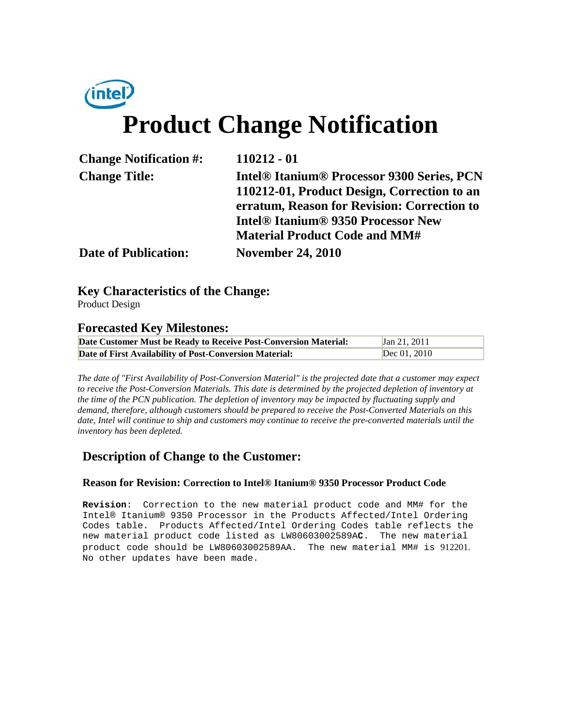# Product Change Notification

| | |
|---|---|
| **Change Notification #:** | **110212 - 01** |
| **Change Title:** | **Intel® Itanium® Processor 9300 Series, PCN 110212-01, Product Design, Correction to an erratum, Reason for Revision: Correction to Intel® Itanium® 9350 Processor New Material Product Code and MM#** |
| **Date of Publication:** | **November 24, 2010** |

## Key Characteristics of the Change:

Product Design

## Forecasted Key Milestones:

| | |
|---|---|
| **Date Customer Must be Ready to Receive Post-Conversion Material:** | Jan 21, 2011 |
| **Date of First Availability of Post-Conversion Material:** | Dec 01, 2010 |

*The date of "First Availability of Post-Conversion Material" is the projected date that a customer may expect to receive the Post-Conversion Materials. This date is determined by the projected depletion of inventory at the time of the PCN publication. The depletion of inventory may be impacted by fluctuating supply and demand, therefore, although customers should be prepared to receive the Post-Converted Materials on this date, Intel will continue to ship and customers may continue to receive the pre-converted materials until the inventory has been depleted.*

## Description of Change to the Customer:

**Reason for Revision: Correction to Intel® Itanium® 9350 Processor Product Code**

**Revision**: Correction to the new material product code and MM# for the Intel® Itanium® 9350 Processor in the Products Affected/Intel Ordering Codes table. Products Affected/Intel Ordering Codes table reflects the new material product code listed as LW80603002589A**C**. The new material product code should be LW80603002589AA. The new material MM# is 912201. No other updates have been made.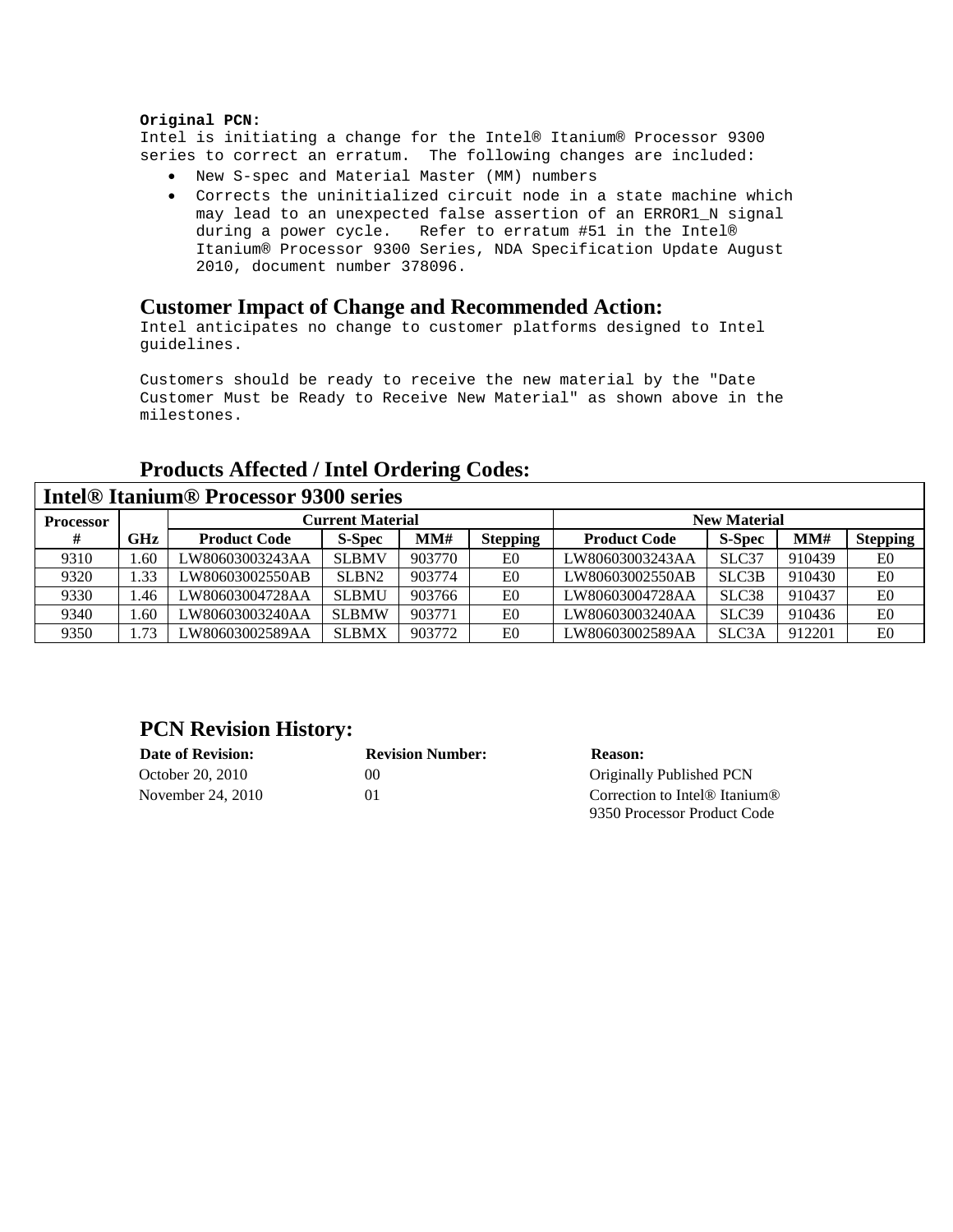**Original PCN:**
Intel is initiating a change for the Intel® Itanium® Processor 9300 series to correct an erratum. The following changes are included:

- New S-spec and Material Master (MM) numbers
- Corrects the uninitialized circuit node in a state machine which may lead to an unexpected false assertion of an ERROR1_N signal during a power cycle. Refer to erratum #51 in the Intel® Itanium® Processor 9300 Series, NDA Specification Update August 2010, document number 378096.

## Customer Impact of Change and Recommended Action:

Intel anticipates no change to customer platforms designed to Intel guidelines.

Customers should be ready to receive the new material by the "Date Customer Must be Ready to Receive New Material" as shown above in the milestones.

## Products Affected / Intel Ordering Codes:

| Intel® Itanium® Processor 9300 series | | | | | | | | | | |
|---|---|---|---|---|---|---|---|---|---|---|
| Processor | | Current Material | | | | New Material | | | | |
| # | GHz | Product Code | S-Spec | MM# | Stepping | Product Code | S-Spec | MM# | Stepping |
| 9310 | 1.60 | LW80603003243AA | SLBMV | 903770 | E0 | LW80603003243AA | SLC37 | 910439 | E0 |
| 9320 | 1.33 | LW80603002550AB | SLBN2 | 903774 | E0 | LW80603002550AB | SLC3B | 910430 | E0 |
| 9330 | 1.46 | LW80603004728AA | SLBMU | 903766 | E0 | LW80603004728AA | SLC38 | 910437 | E0 |
| 9340 | 1.60 | LW80603003240AA | SLBMW | 903771 | E0 | LW80603003240AA | SLC39 | 910436 | E0 |
| 9350 | 1.73 | LW80603002589AA | SLBMX | 903772 | E0 | LW80603002589AA | SLC3A | 912201 | E0 |

## PCN Revision History:

| Date of Revision: | Revision Number: | Reason: |
|---|---|---|
| October 20, 2010 | 00 | Originally Published PCN |
| November 24, 2010 | 01 | Correction to Intel® Itanium® 9350 Processor Product Code |